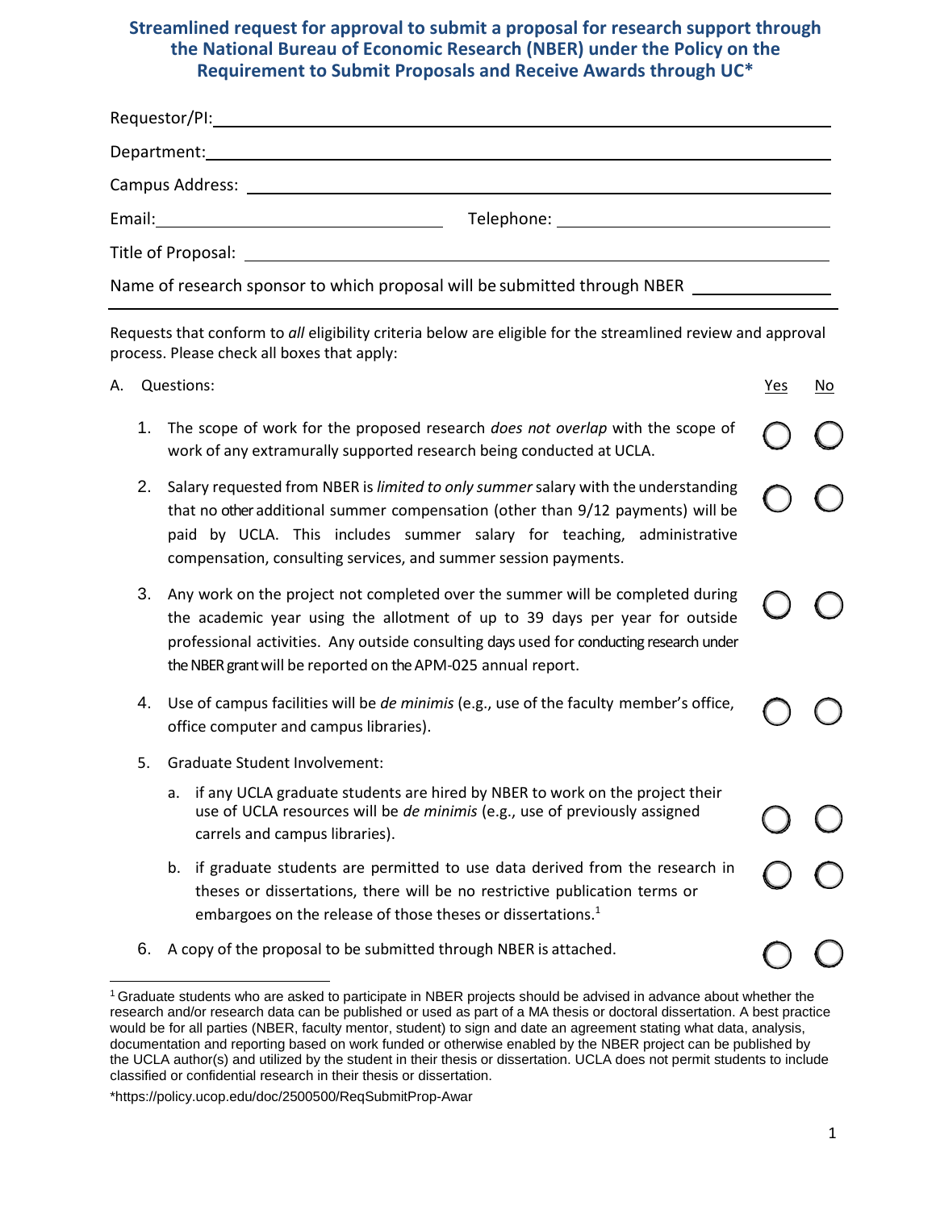## Streamlined request for approval to submit a proposal for research support through the National Bureau of Economic Research (NBER) under the Policy on the Requirement to Submit Proposals and Receive Awards through UC*

Requestor/PI: ______________________________

Department: ______________________________

Campus Address: ______________________________

Email: ______________________________ Telephone: ______________________________

Title of Proposal: ______________________________

Name of research sponsor to which proposal will be submitted through NBER ______________

---

Requests that conform to *all* eligibility criteria below are eligible for the streamlined review and approval process. Please check all boxes that apply:

A. Questions:

| | Question | Yes | No |
|---|---|---|---|
| 1. | The scope of work for the proposed research *does not overlap* with the scope of work of any extramurally supported research being conducted at UCLA. | ○ | ○ |
| 2. | Salary requested from NBER is *limited to only summer* salary with the understanding that no other additional summer compensation (other than 9/12 payments) will be paid by UCLA. This includes summer salary for teaching, administrative compensation, consulting services, and summer session payments. | ○ | ○ |
| 3. | Any work on the project not completed over the summer will be completed during the academic year using the allotment of up to 39 days per year for outside professional activities. Any outside consulting days used for conducting research under the NBER grant will be reported on the APM-025 annual report. | ○ | ○ |
| 4. | Use of campus facilities will be *de minimis* (e.g., use of the faculty member's office, office computer and campus libraries). | ○ | ○ |
| 5. | Graduate Student Involvement: | | |
| | a. if any UCLA graduate students are hired by NBER to work on the project their use of UCLA resources will be *de minimis* (e.g., use of previously assigned carrels and campus libraries). | ○ | ○ |
| | b. if graduate students are permitted to use data derived from the research in theses or dissertations, there will be no restrictive publication terms or embargoes on the release of those theses or dissertations.[1] | ○ | ○ |
| 6. | A copy of the proposal to be submitted through NBER is attached. | ○ | ○ |

---

[1] Graduate students who are asked to participate in NBER projects should be advised in advance about whether the research and/or research data can be published or used as part of a MA thesis or doctoral dissertation. A best practice would be for all parties (NBER, faculty mentor, student) to sign and date an agreement stating what data, analysis, documentation and reporting based on work funded or otherwise enabled by the NBER project can be published by the UCLA author(s) and utilized by the student in their thesis or dissertation. UCLA does not permit students to include classified or confidential research in their thesis or dissertation.

*https://policy.ucop.edu/doc/2500500/ReqSubmitProp-Awar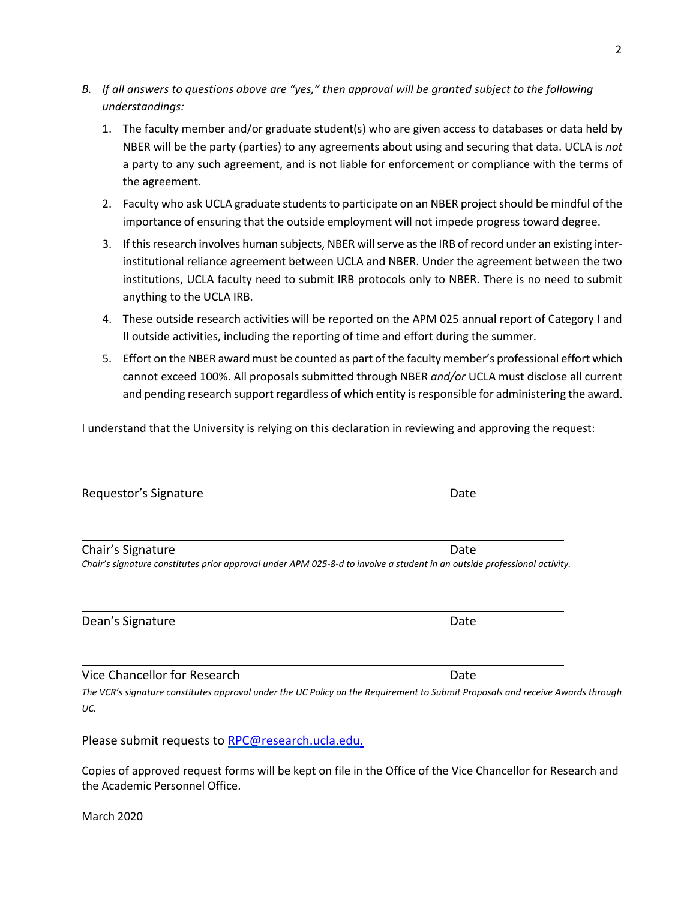*B. If all answers to questions above are "yes," then approval will be granted subject to the following understandings:*

1. The faculty member and/or graduate student(s) who are given access to databases or data held by NBER will be the party (parties) to any agreements about using and securing that data. UCLA is *not* a party to any such agreement, and is not liable for enforcement or compliance with the terms of the agreement.
2. Faculty who ask UCLA graduate students to participate on an NBER project should be mindful of the importance of ensuring that the outside employment will not impede progress toward degree.
3. If this research involves human subjects, NBER will serve as the IRB of record under an existing inter-institutional reliance agreement between UCLA and NBER. Under the agreement between the two institutions, UCLA faculty need to submit IRB protocols only to NBER. There is no need to submit anything to the UCLA IRB.
4. These outside research activities will be reported on the APM 025 annual report of Category I and II outside activities, including the reporting of time and effort during the summer.
5. Effort on the NBER award must be counted as part of the faculty member's professional effort which cannot exceed 100%. All proposals submitted through NBER *and/or* UCLA must disclose all current and pending research support regardless of which entity is responsible for administering the award.

I understand that the University is relying on this declaration in reviewing and approving the request:

Requestor's Signature                                                Date

Chair's Signature                                                Date

*Chair's signature constitutes prior approval under APM 025-8-d to involve a student in an outside professional activity.*

Dean's Signature                                                Date

Vice Chancellor for Research                                                Date

*The VCR's signature constitutes approval under the UC Policy on the Requirement to Submit Proposals and receive Awards through UC.*

Please submit requests to [RPC@research.ucla.edu.](mailto:RPC@research.ucla.edu)

Copies of approved request forms will be kept on file in the Office of the Vice Chancellor for Research and the Academic Personnel Office.

March 2020